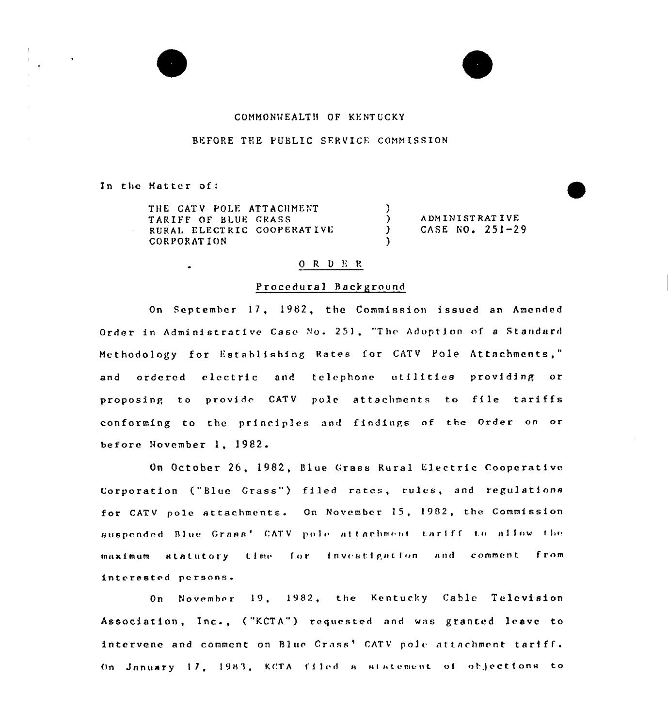COMMONWEALTH OF KENTUCKY

BEFORE THE PUBLIC SERVICE COMMISSION

In the Matter of:

| | | |
|---|---|---|
| THE CATV POLE ATTACHMENT TARIFF OF BLUE GRASS RURAL ELECTRIC COOPERATIVE CORPORATION | ) | ADMINISTRATIVE CASE NO. 251-29 |

## O R D E R

### Procedural Background

On September 17, 1982, the Commission issued an Amended Order in Administrative Case No. 251, "The Adoption of a Standard Methodology for Establishing Rates for CATV Pole Attachments," and ordered electric and telephone utilities providing or proposing to provide CATV pole attachments to file tariffs conforming to the principles and findings of the Order on or before November 1, 1982.

On October 26, 1982, Blue Grass Rural Electric Cooperative Corporation ("Blue Grass") filed rates, rules, and regulations for CATV pole attachments. On November 15, 1982, the Commission suspended Blue Grass' CATV pole attachment tariff to allow the maximum statutory time for investigation and comment from interested persons.

On November 19, 1982, the Kentucky Cable Television Association, Inc., ("KCTA") requested and was granted leave to intervene and comment on Blue Grass' CATV pole attachment tariff. On January 17, 1983, KCTA filed a statement of objections to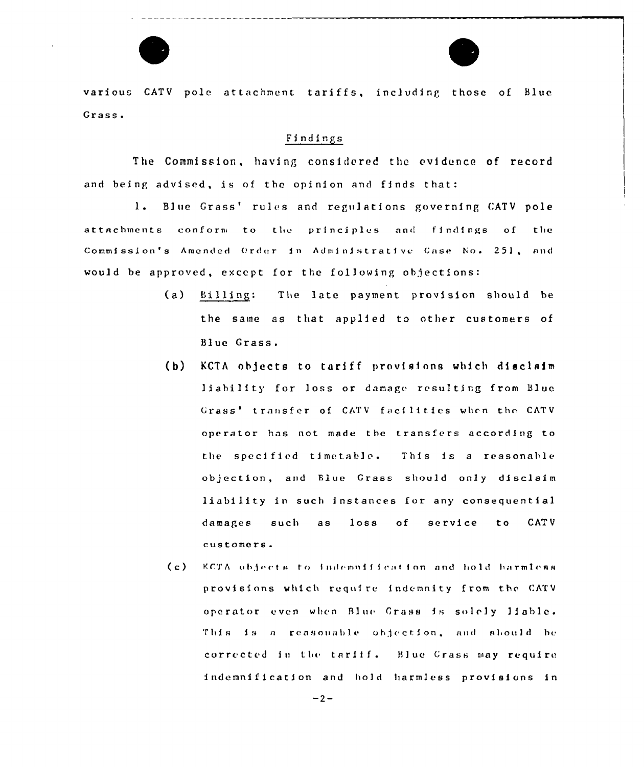various CATV pole attachment tariffs, including those of Blue Grass.

## Findings

The Commission, having considered the evidence of record and being advised, is of the opinion and finds that:

1. Blue Grass' rules and regulations governing CATV pole attachments conform to the principles and findings of the Commission's Amended Order in Administrative Case No. 251, and would be approved, except for the following objections:

   (a) Billing: The late payment provision should be the same as that applied to other customers of Blue Grass.

   (b) KCTA objects to tariff provisions which disclaim liability for loss or damage resulting from Blue Grass' transfer of CATV facilities when the CATV operator has not made the transfers according to the specified timetable. This is a reasonable objection, and Blue Grass should only disclaim liability in such instances for any consequential damages such as loss of service to CATV customers.

   (c) KCTA objects to indemnification and hold harmless provisions which require indemnity from the CATV operator even when Blue Grass is solely liable. This is a reasonable objection, and should be corrected in the tariff. Blue Grass may require indemnification and hold harmless provisions in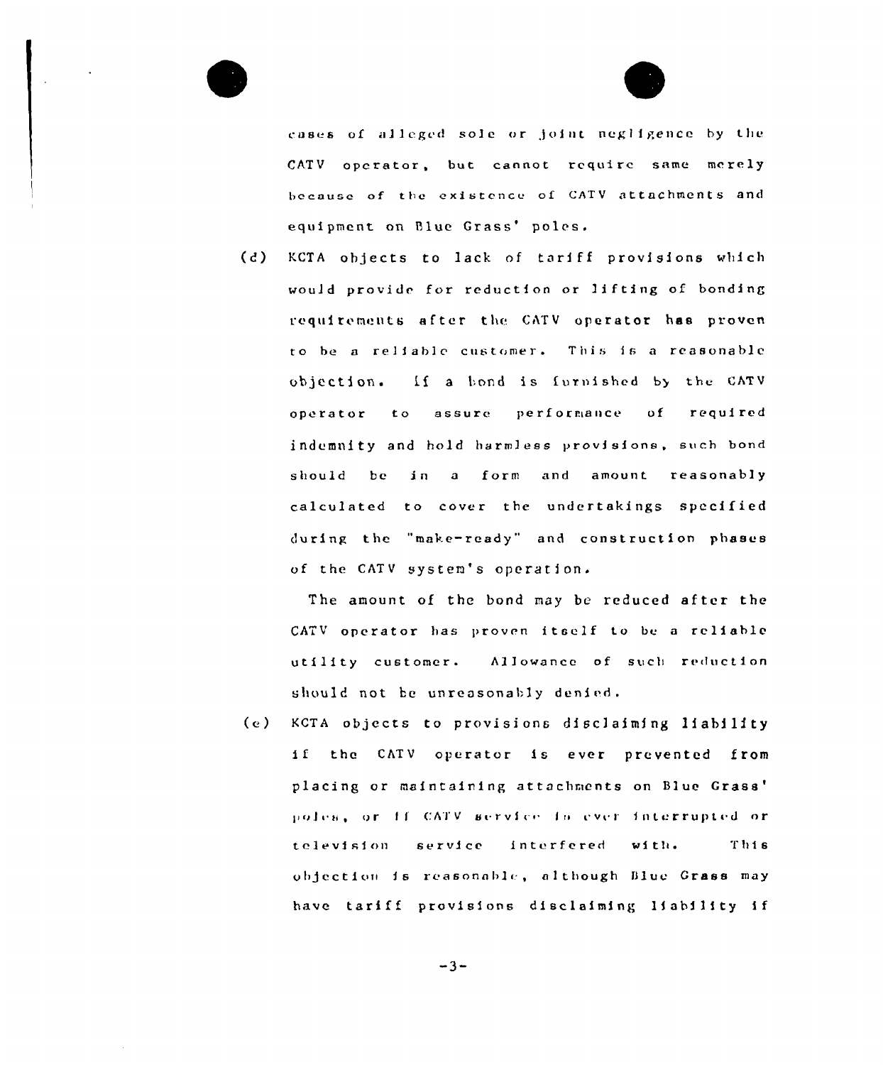cases of alleged sole or joint negligence by the CATV operator, but cannot require same merely because of the existence of CATV attachments and equipment on Blue Grass' poles.

(d) KCTA objects to lack of tariff provisions which would provide for reduction or lifting of bonding requirements after the CATV operator has proven to be a reliable customer. This is a reasonable objection. If a bond is furnished by the CATV operator to assure performance of required indemnity and hold harmless provisions, such bond should be in a form and amount reasonably calculated to cover the undertakings specified during the "make-ready" and construction phases of the CATV system's operation.

The amount of the bond may be reduced after the CATV operator has proven itself to be a reliable utility customer. Allowance of such reduction should not be unreasonably denied.

(e) KCTA objects to provisions disclaiming liability if the CATV operator is ever prevented from placing or maintaining attachments on Blue Grass' poles, or if CATV service is ever interrupted or television service interfered with. This objection is reasonable, although Blue Grass may have tariff provisions disclaiming liability if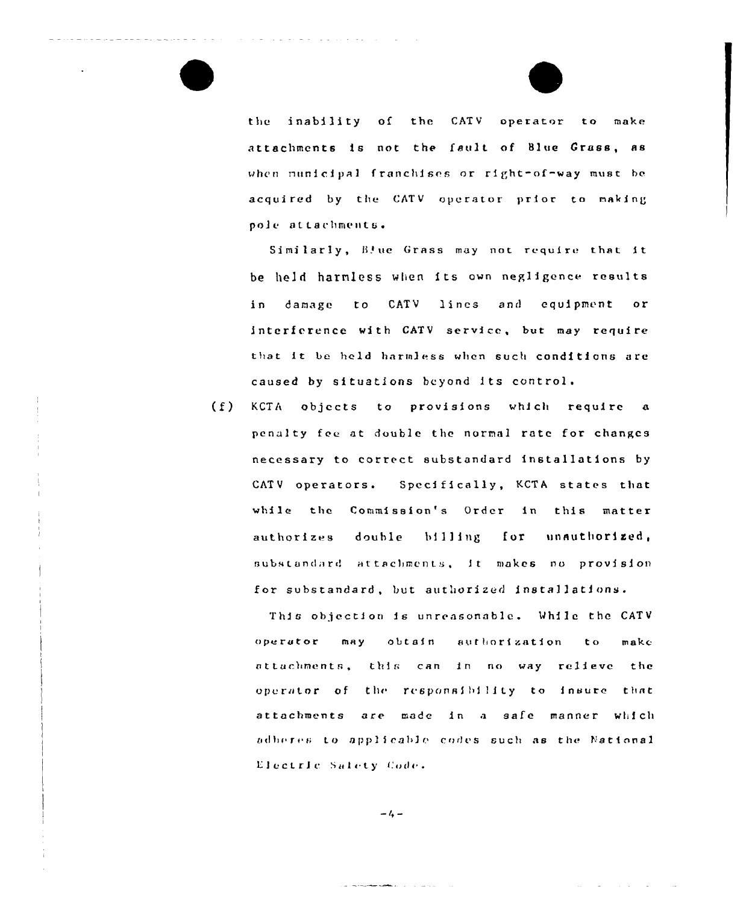the inability of the CATV operator to make attachments is not the fault of Blue Grass, as when municipal franchises or right-of-way must be acquired by the CATV operator prior to making pole attachments.

Similarly, Blue Grass may not require that it be held harmless when its own negligence results in damage to CATV lines and equipment or interference with CATV service, but may require that it be held harmless when such conditions are caused by situations beyond its control.

(f) KCTA objects to provisions which require a penalty fee at double the normal rate for changes necessary to correct substandard installations by CATV operators. Specifically, KCTA states that while the Commission's Order in this matter authorizes double billing for unauthorized, substandard attachments, it makes no provision for substandard, but authorized installations.

This objection is unreasonable. While the CATV operator may obtain authorization to make attachments, this can in no way relieve the operator of the responsibility to insure that attachments are made in a safe manner which adheres to applicable codes such as the National Electric Safety Code.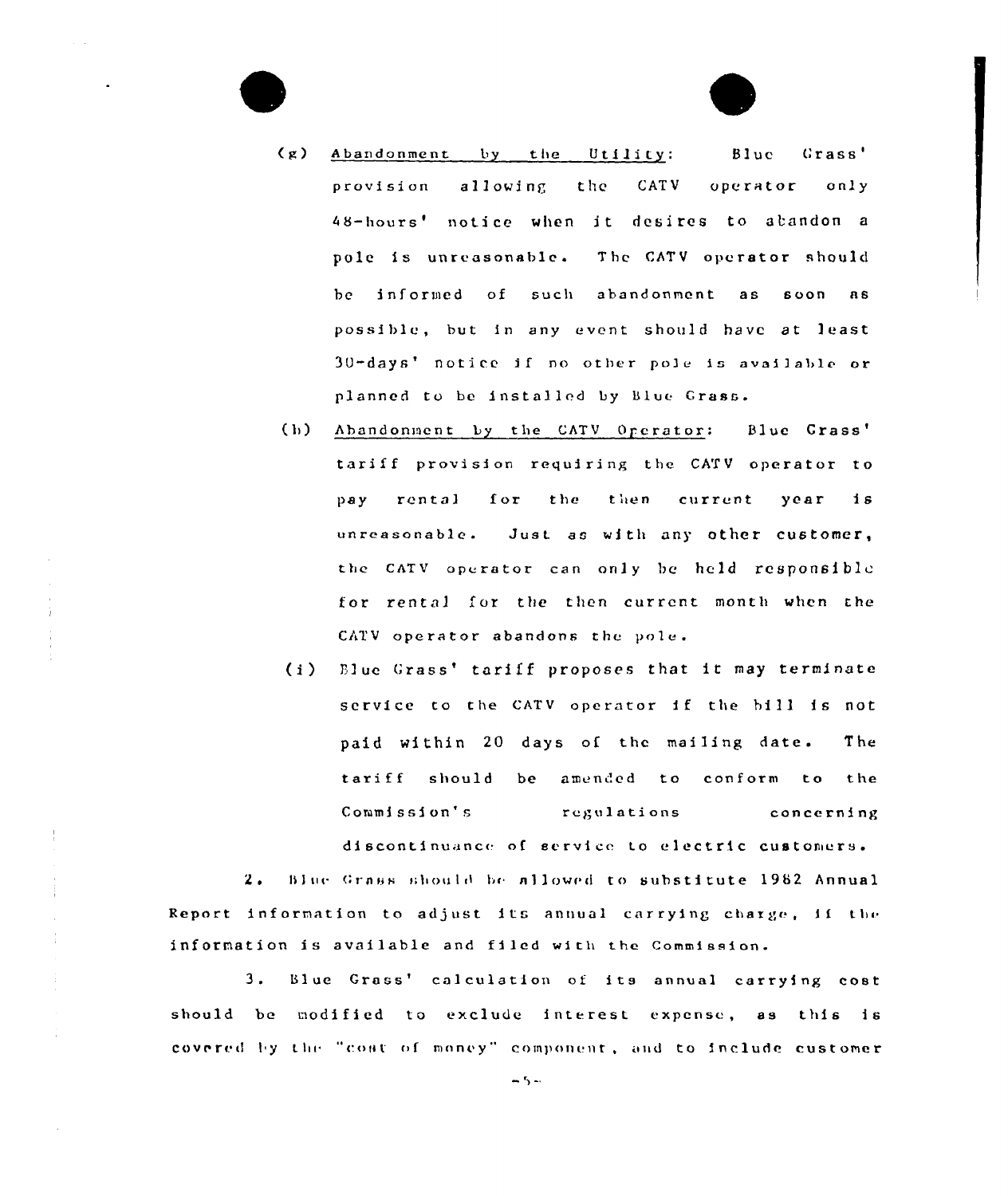(g) Abandonment by the Utility: Blue Grass' provision allowing the CATV operator only 48-hours' notice when it desires to abandon a pole is unreasonable. The CATV operator should be informed of such abandonment as soon as possible, but in any event should have at least 30-days' notice if no other pole is available or planned to be installed by Blue Grass.

(h) Abandonment by the CATV Operator: Blue Grass' tariff provision requiring the CATV operator to pay rental for the then current year is unreasonable. Just as with any other customer, the CATV operator can only be held responsible for rental for the then current month when the CATV operator abandons the pole.

(i) Blue Grass' tariff proposes that it may terminate service to the CATV operator if the bill is not paid within 20 days of the mailing date. The tariff should be amended to conform to the Commission's regulations concerning discontinuance of service to electric customers.

2. Blue Grass should be allowed to substitute 1982 Annual Report information to adjust its annual carrying charge, if the information is available and filed with the Commission.

3. Blue Grass' calculation of its annual carrying cost should be modified to exclude interest expense, as this is covered by the "cost of money" component, and to include customer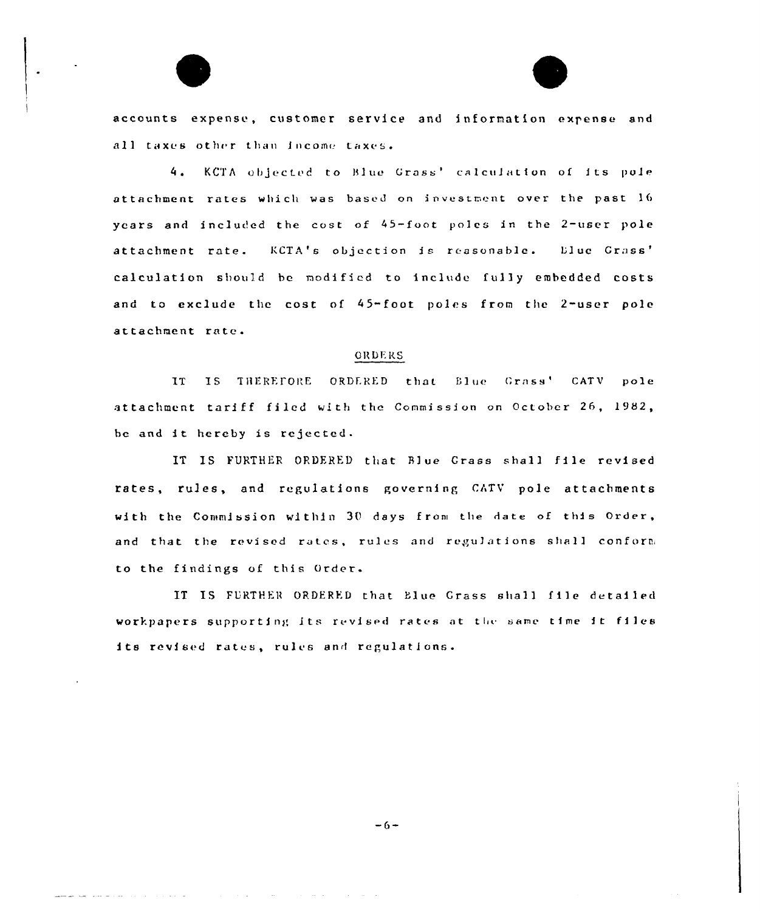accounts expense, customer service and information expense and all taxes other than income taxes.

4. KCTA objected to Blue Grass' calculation of its pole attachment rates which was based on investment over the past 16 years and included the cost of 45-foot poles in the 2-user pole attachment rate. KCTA's objection is reasonable. Blue Grass' calculation should be modified to include fully embedded costs and to exclude the cost of 45-foot poles from the 2-user pole attachment rate.

## ORDERS

IT IS THEREFORE ORDERED that Blue Grass' CATV pole attachment tariff filed with the Commission on October 26, 1982, be and it hereby is rejected.

IT IS FURTHER ORDERED that Blue Grass shall file revised rates, rules, and regulations governing CATV pole attachments with the Commission within 30 days from the date of this Order, and that the revised rates, rules and regulations shall conform to the findings of this Order.

IT IS FURTHER ORDERED that Blue Grass shall file detailed workpapers supporting its revised rates at the same time it files its revised rates, rules and regulations.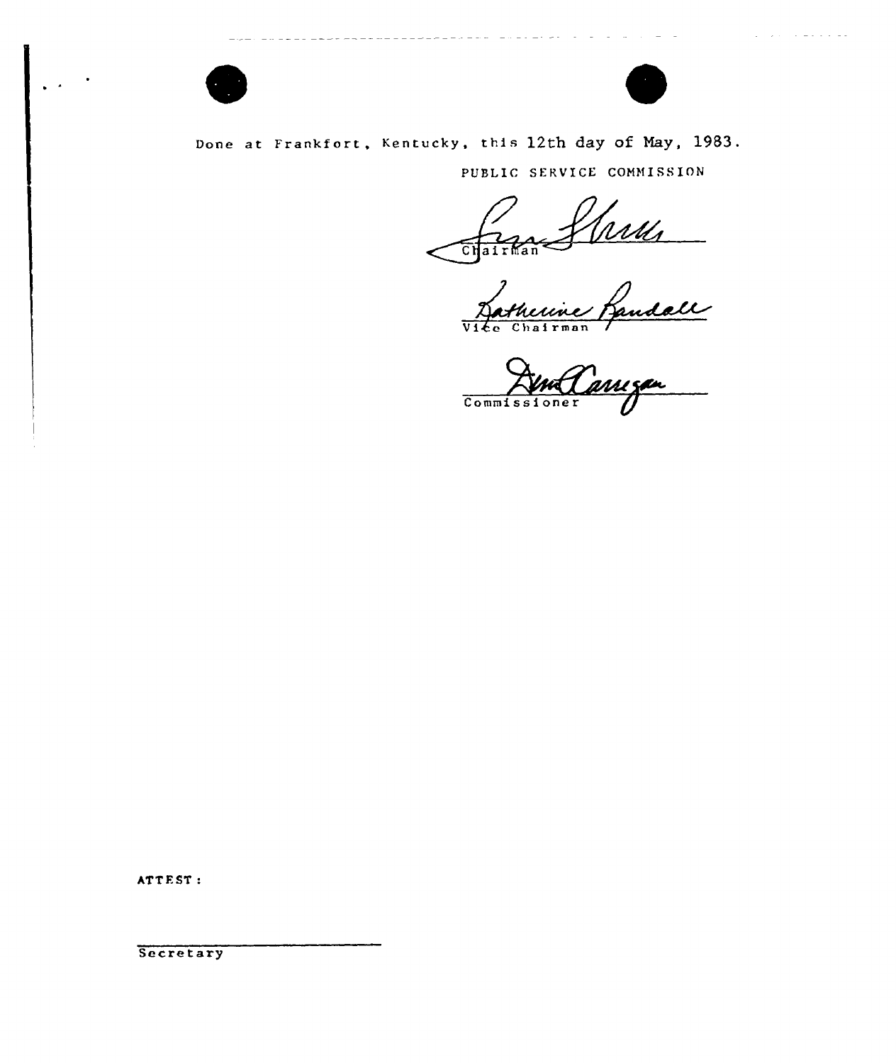Done at Frankfort, Kentucky, this 12th day of May, 1983.

PUBLIC SERVICE COMMISSION

Chairman

Vice Chairman

Commissioner

ATTEST:

Secretary